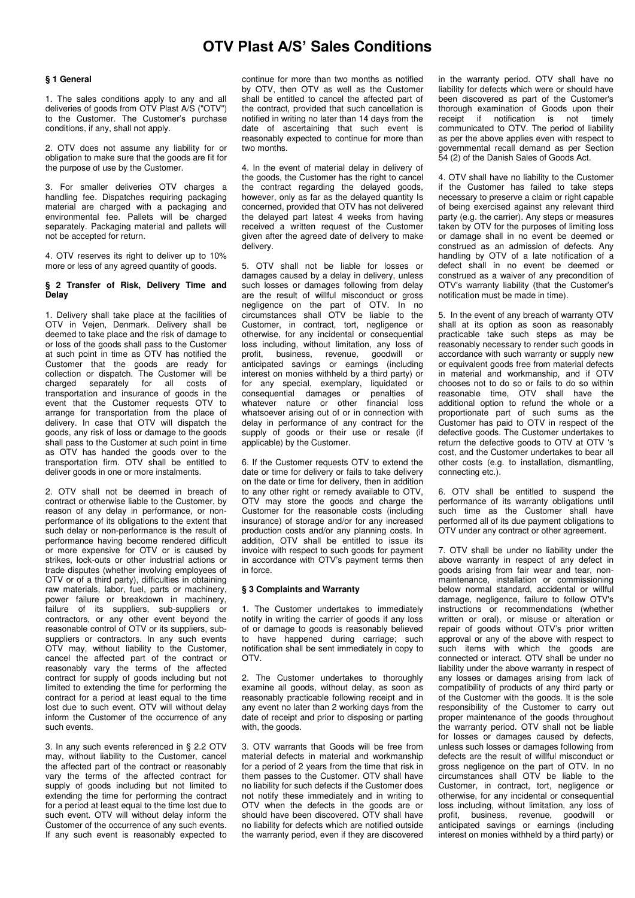# OTV Plast A/S' Sales Conditions

### § 1 General

1. The sales conditions apply to any and all deliveries of goods from OTV Plast A/S ("OTV") to the Customer. The Customer's purchase conditions, if any, shall not apply.

2. OTV does not assume any liability for or obligation to make sure that the goods are fit for the purpose of use by the Customer.

3. For smaller deliveries OTV charges a handling fee. Dispatches requiring packaging material are charged with a packaging and environmental fee. Pallets will be charged separately. Packaging material and pallets will not be accepted for return.

4. OTV reserves its right to deliver up to 10% more or less of any agreed quantity of goods.

### § 2 Transfer of Risk, Delivery Time and Delay

1. Delivery shall take place at the facilities of OTV in Vejen, Denmark. Delivery shall be deemed to take place and the risk of damage to or loss of the goods shall pass to the Customer at such point in time as OTV has notified the Customer that the goods are ready for collection or dispatch. The Customer will be charged separately for all costs of transportation and insurance of goods in the event that the Customer requests OTV to arrange for transportation from the place of delivery. In case that OTV will dispatch the goods, any risk of loss or damage to the goods shall pass to the Customer at such point in time as OTV has handed the goods over to the transportation firm. OTV shall be entitled to deliver goods in one or more instalments.

2. OTV shall not be deemed in breach of contract or otherwise liable to the Customer, by reason of any delay in performance, or non-performance of its obligations to the extent that such delay or non-performance is the result of performance having become rendered difficult or more expensive for OTV or is caused by strikes, lock-outs or other industrial actions or trade disputes (whether involving employees of OTV or of a third party), difficulties in obtaining raw materials, labor, fuel, parts or machinery, power failure or breakdown in machinery, failure of its suppliers, sub-suppliers or contractors, or any other event beyond the reasonable control of OTV or its suppliers, sub-suppliers or contractors. In any such events OTV may, without liability to the Customer, cancel the affected part of the contract or reasonably vary the terms of the affected contract for supply of goods including but not limited to extending the time for performing the contract for a period at least equal to the time lost due to such event. OTV will without delay inform the Customer of the occurrence of any such events.

3. In any such events referenced in § 2.2 OTV may, without liability to the Customer, cancel the affected part of the contract or reasonably vary the terms of the affected contract for supply of goods including but not limited to extending the time for performing the contract for a period at least equal to the time lost due to such event. OTV will without delay inform the Customer of the occurrence of any such events. If any such event is reasonably expected to continue for more than two months as notified by OTV, then OTV as well as the Customer shall be entitled to cancel the affected part of the contract, provided that such cancellation is notified in writing no later than 14 days from the date of ascertaining that such event is reasonably expected to continue for more than two months.

4. In the event of material delay in delivery of the goods, the Customer has the right to cancel the contract regarding the delayed goods, however, only as far as the delayed quantity Is concerned, provided that OTV has not delivered the delayed part latest 4 weeks from having received a written request of the Customer given after the agreed date of delivery to make delivery.

5. OTV shall not be liable for losses or damages caused by a delay in delivery, unless such losses or damages following from delay are the result of willful misconduct or gross negligence on the part of OTV. In no circumstances shall OTV be liable to the Customer, in contract, tort, negligence or otherwise, for any incidental or consequential loss including, without limitation, any loss of profit, business, revenue, goodwill or anticipated savings or earnings (including interest on monies withheld by a third party) or for any special, exemplary, liquidated or consequential damages or penalties of whatever nature or other financial loss whatsoever arising out of or in connection with delay in performance of any contract for the supply of goods or their use or resale (if applicable) by the Customer.

6. If the Customer requests OTV to extend the date or time for delivery or fails to take delivery on the date or time for delivery, then in addition to any other right or remedy available to OTV, OTV may store the goods and charge the Customer for the reasonable costs (including insurance) of storage and/or for any increased production costs and/or any planning costs. In addition, OTV shall be entitled to issue its invoice with respect to such goods for payment in accordance with OTV's payment terms then in force.

### § 3 Complaints and Warranty

1. The Customer undertakes to immediately notify in writing the carrier of goods if any loss of or damage to goods is reasonably believed to have happened during carriage; such notification shall be sent immediately in copy to OTV.

2. The Customer undertakes to thoroughly examine all goods, without delay, as soon as reasonably practicable following receipt and in any event no later than 2 working days from the date of receipt and prior to disposing or parting with, the goods.

3. OTV warrants that Goods will be free from material defects in material and workmanship for a period of 2 years from the time that risk in them passes to the Customer. OTV shall have no liability for such defects if the Customer does not notify these immediately and in writing to OTV when the defects in the goods are or should have been discovered. OTV shall have no liability for defects which are notified outside the warranty period, even if they are discovered in the warranty period. OTV shall have no liability for defects which were or should have been discovered as part of the Customer's thorough examination of Goods upon their receipt if notification is not timely communicated to OTV. The period of liability as per the above applies even with respect to governmental recall demand as per Section 54 (2) of the Danish Sales of Goods Act.

4. OTV shall have no liability to the Customer if the Customer has failed to take steps necessary to preserve a claim or right capable of being exercised against any relevant third party (e.g. the carrier). Any steps or measures taken by OTV for the purposes of limiting loss or damage shall in no event be deemed or construed as an admission of defects. Any handling by OTV of a late notification of a defect shall in no event be deemed or construed as a waiver of any precondition of OTV's warranty liability (that the Customer's notification must be made in time).

5. In the event of any breach of warranty OTV shall at its option as soon as reasonably practicable take such steps as may be reasonably necessary to render such goods in accordance with such warranty or supply new or equivalent goods free from material defects in material and workmanship, and if OTV chooses not to do so or fails to do so within reasonable time, OTV shall have the additional option to refund the whole or a proportionate part of such sums as the Customer has paid to OTV in respect of the defective goods. The Customer undertakes to return the defective goods to OTV at OTV 's cost, and the Customer undertakes to bear all other costs (e.g. to installation, dismantling, connecting etc.).

6. OTV shall be entitled to suspend the performance of its warranty obligations until such time as the Customer shall have performed all of its due payment obligations to OTV under any contract or other agreement.

7. OTV shall be under no liability under the above warranty in respect of any defect in goods arising from fair wear and tear, non-maintenance, installation or commissioning below normal standard, accidental or willful damage, negligence, failure to follow OTV's instructions or recommendations (whether written or oral), or misuse or alteration or repair of goods without OTV's prior written approval or any of the above with respect to such items with which the goods are connected or interact. OTV shall be under no liability under the above warranty in respect of any losses or damages arising from lack of compatibility of products of any third party or of the Customer with the goods. It is the sole responsibility of the Customer to carry out proper maintenance of the goods throughout the warranty period. OTV shall not be liable for losses or damages caused by defects, unless such losses or damages following from defects are the result of willful misconduct or gross negligence on the part of OTV. In no circumstances shall OTV be liable to the Customer, in contract, tort, negligence or otherwise, for any incidental or consequential loss including, without limitation, any loss of profit, business, revenue, goodwill or anticipated savings or earnings (including interest on monies withheld by a third party) or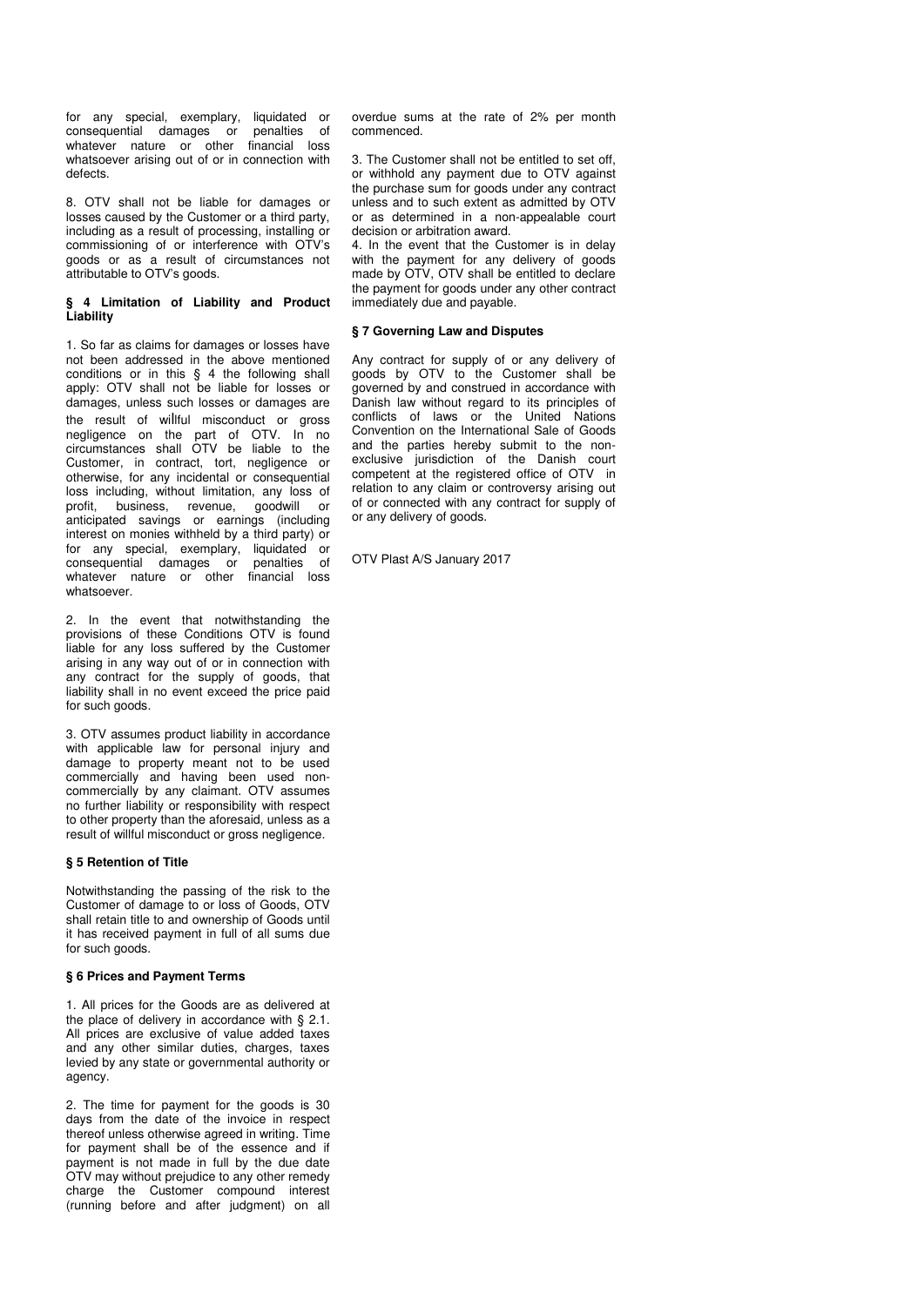for any special, exemplary, liquidated or consequential damages or penalties of whatever nature or other financial loss whatsoever arising out of or in connection with defects.

8. OTV shall not be liable for damages or losses caused by the Customer or a third party, including as a result of processing, installing or commissioning of or interference with OTV's goods or as a result of circumstances not attributable to OTV's goods.

**§ 4 Limitation of Liability and Product Liability**

1. So far as claims for damages or losses have not been addressed in the above mentioned conditions or in this § 4 the following shall apply: OTV shall not be liable for losses or damages, unless such losses or damages are the result of willful misconduct or gross negligence on the part of OTV. In no circumstances shall OTV be liable to the Customer, in contract, tort, negligence or otherwise, for any incidental or consequential loss including, without limitation, any loss of profit, business, revenue, goodwill or anticipated savings or earnings (including interest on monies withheld by a third party) or for any special, exemplary, liquidated or consequential damages or penalties of whatever nature or other financial loss whatsoever.

2. In the event that notwithstanding the provisions of these Conditions OTV is found liable for any loss suffered by the Customer arising in any way out of or in connection with any contract for the supply of goods, that liability shall in no event exceed the price paid for such goods.

3. OTV assumes product liability in accordance with applicable law for personal injury and damage to property meant not to be used commercially and having been used non-commercially by any claimant. OTV assumes no further liability or responsibility with respect to other property than the aforesaid, unless as a result of willful misconduct or gross negligence.

**§ 5 Retention of Title**

Notwithstanding the passing of the risk to the Customer of damage to or loss of Goods, OTV shall retain title to and ownership of Goods until it has received payment in full of all sums due for such goods.

**§ 6 Prices and Payment Terms**

1. All prices for the Goods are as delivered at the place of delivery in accordance with § 2.1. All prices are exclusive of value added taxes and any other similar duties, charges, taxes levied by any state or governmental authority or agency.

2. The time for payment for the goods is 30 days from the date of the invoice in respect thereof unless otherwise agreed in writing. Time for payment shall be of the essence and if payment is not made in full by the due date OTV may without prejudice to any other remedy charge the Customer compound interest (running before and after judgment) on all overdue sums at the rate of 2% per month commenced.

3. The Customer shall not be entitled to set off, or withhold any payment due to OTV against the purchase sum for goods under any contract unless and to such extent as admitted by OTV or as determined in a non-appealable court decision or arbitration award.

4. In the event that the Customer is in delay with the payment for any delivery of goods made by OTV, OTV shall be entitled to declare the payment for goods under any other contract immediately due and payable.

**§ 7 Governing Law and Disputes**

Any contract for supply of or any delivery of goods by OTV to the Customer shall be governed by and construed in accordance with Danish law without regard to its principles of conflicts of laws or the United Nations Convention on the International Sale of Goods and the parties hereby submit to the non-exclusive jurisdiction of the Danish court competent at the registered office of OTV in relation to any claim or controversy arising out of or connected with any contract for supply of or any delivery of goods.

OTV Plast A/S January 2017